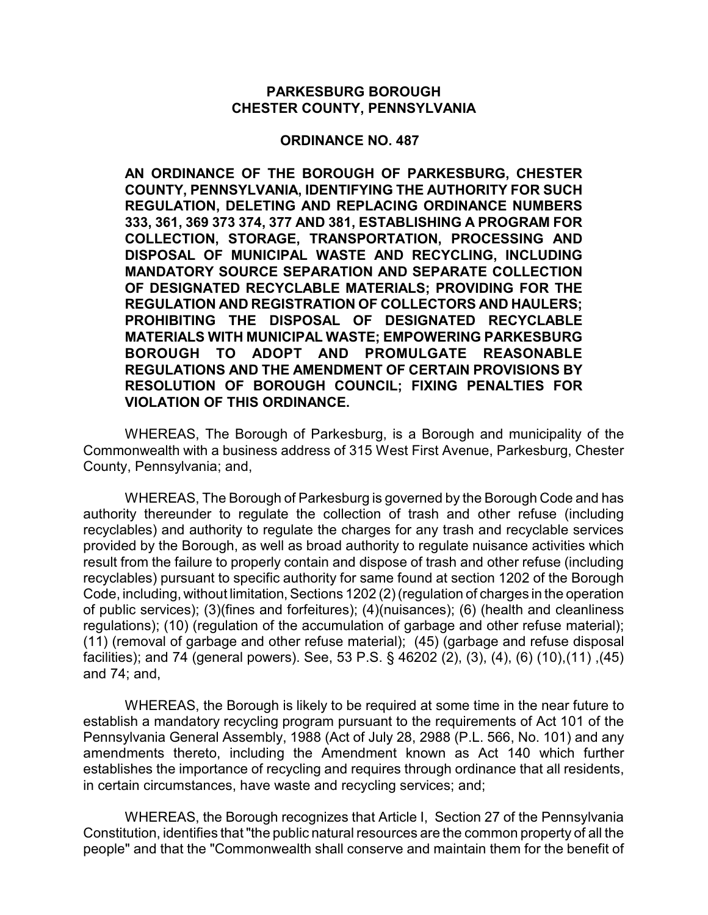# PARKESBURG BOROUGH
# CHESTER COUNTY, PENNSYLVANIA

## ORDINANCE NO. 487

**AN ORDINANCE OF THE BOROUGH OF PARKESBURG, CHESTER COUNTY, PENNSYLVANIA, IDENTIFYING THE AUTHORITY FOR SUCH REGULATION, DELETING AND REPLACING ORDINANCE NUMBERS 333, 361, 369 373 374, 377 AND 381, ESTABLISHING A PROGRAM FOR COLLECTION, STORAGE, TRANSPORTATION, PROCESSING AND DISPOSAL OF MUNICIPAL WASTE AND RECYCLING, INCLUDING MANDATORY SOURCE SEPARATION AND SEPARATE COLLECTION OF DESIGNATED RECYCLABLE MATERIALS; PROVIDING FOR THE REGULATION AND REGISTRATION OF COLLECTORS AND HAULERS; PROHIBITING THE DISPOSAL OF DESIGNATED RECYCLABLE MATERIALS WITH MUNICIPAL WASTE; EMPOWERING PARKESBURG BOROUGH TO ADOPT AND PROMULGATE REASONABLE REGULATIONS AND THE AMENDMENT OF CERTAIN PROVISIONS BY RESOLUTION OF BOROUGH COUNCIL; FIXING PENALTIES FOR VIOLATION OF THIS ORDINANCE.**

WHEREAS, The Borough of Parkesburg, is a Borough and municipality of the Commonwealth with a business address of 315 West First Avenue, Parkesburg, Chester County, Pennsylvania; and,

WHEREAS, The Borough of Parkesburg is governed by the Borough Code and has authority thereunder to regulate the collection of trash and other refuse (including recyclables) and authority to regulate the charges for any trash and recyclable services provided by the Borough, as well as broad authority to regulate nuisance activities which result from the failure to properly contain and dispose of trash and other refuse (including recyclables) pursuant to specific authority for same found at section 1202 of the Borough Code, including, without limitation, Sections 1202 (2) (regulation of charges in the operation of public services); (3)(fines and forfeitures); (4)(nuisances); (6) (health and cleanliness regulations); (10) (regulation of the accumulation of garbage and other refuse material); (11) (removal of garbage and other refuse material); (45) (garbage and refuse disposal facilities); and 74 (general powers). See, 53 P.S. § 46202 (2), (3), (4), (6) (10),(11) ,(45) and 74; and,

WHEREAS, the Borough is likely to be required at some time in the near future to establish a mandatory recycling program pursuant to the requirements of Act 101 of the Pennsylvania General Assembly, 1988 (Act of July 28, 2988 (P.L. 566, No. 101) and any amendments thereto, including the Amendment known as Act 140 which further establishes the importance of recycling and requires through ordinance that all residents, in certain circumstances, have waste and recycling services; and;

WHEREAS, the Borough recognizes that Article I, Section 27 of the Pennsylvania Constitution, identifies that "the public natural resources are the common property of all the people" and that the "Commonwealth shall conserve and maintain them for the benefit of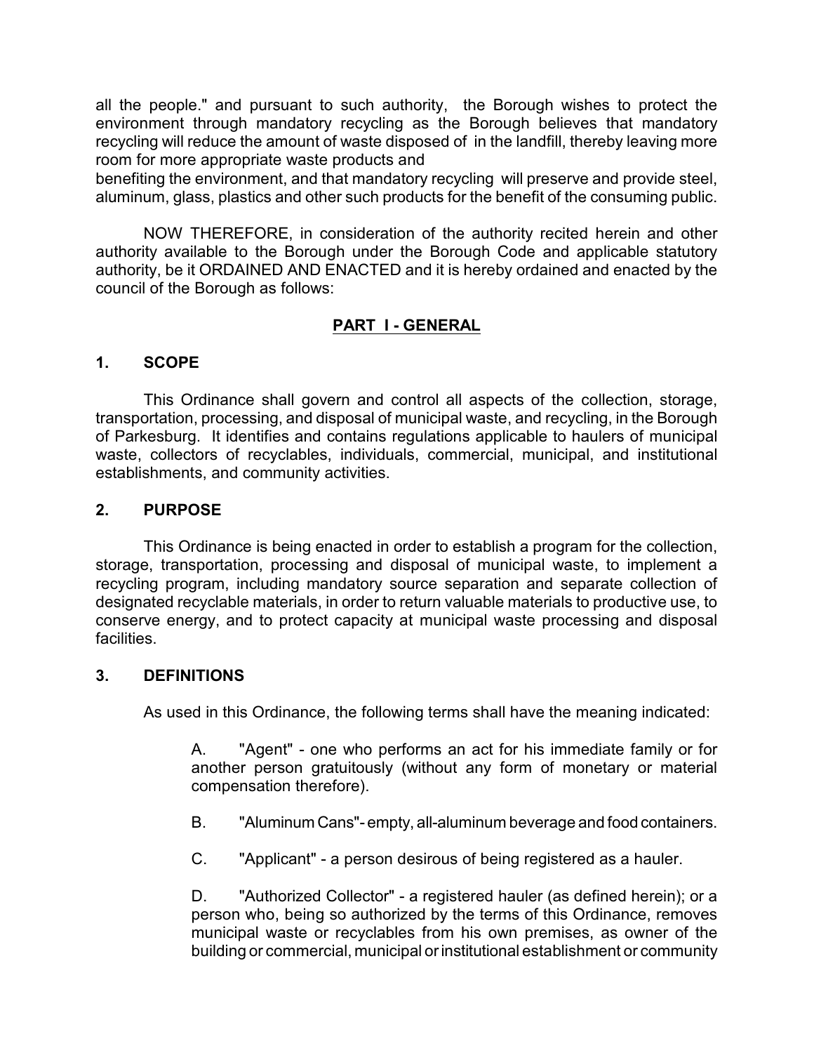all the people." and pursuant to such authority, the Borough wishes to protect the environment through mandatory recycling as the Borough believes that mandatory recycling will reduce the amount of waste disposed of in the landfill, thereby leaving more room for more appropriate waste products and benefiting the environment, and that mandatory recycling will preserve and provide steel, aluminum, glass, plastics and other such products for the benefit of the consuming public.

NOW THEREFORE, in consideration of the authority recited herein and other authority available to the Borough under the Borough Code and applicable statutory authority, be it ORDAINED AND ENACTED and it is hereby ordained and enacted by the council of the Borough as follows:

## PART I - GENERAL

### 1. SCOPE

This Ordinance shall govern and control all aspects of the collection, storage, transportation, processing, and disposal of municipal waste, and recycling, in the Borough of Parkesburg. It identifies and contains regulations applicable to haulers of municipal waste, collectors of recyclables, individuals, commercial, municipal, and institutional establishments, and community activities.

### 2. PURPOSE

This Ordinance is being enacted in order to establish a program for the collection, storage, transportation, processing and disposal of municipal waste, to implement a recycling program, including mandatory source separation and separate collection of designated recyclable materials, in order to return valuable materials to productive use, to conserve energy, and to protect capacity at municipal waste processing and disposal facilities.

### 3. DEFINITIONS

As used in this Ordinance, the following terms shall have the meaning indicated:

A. "Agent" - one who performs an act for his immediate family or for another person gratuitously (without any form of monetary or material compensation therefore).

B. "Aluminum Cans"- empty, all-aluminum beverage and food containers.

C. "Applicant" - a person desirous of being registered as a hauler.

D. "Authorized Collector" - a registered hauler (as defined herein); or a person who, being so authorized by the terms of this Ordinance, removes municipal waste or recyclables from his own premises, as owner of the building or commercial, municipal or institutional establishment or community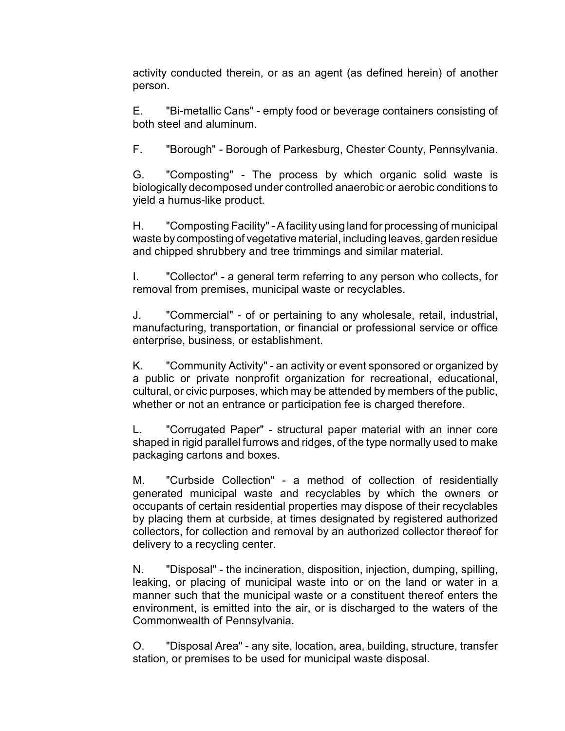activity conducted therein, or as an agent (as defined herein) of another person.

E. "Bi-metallic Cans" - empty food or beverage containers consisting of both steel and aluminum.

F. "Borough" - Borough of Parkesburg, Chester County, Pennsylvania.

G. "Composting" - The process by which organic solid waste is biologically decomposed under controlled anaerobic or aerobic conditions to yield a humus-like product.

H. "Composting Facility" - A facility using land for processing of municipal waste by composting of vegetative material, including leaves, garden residue and chipped shrubbery and tree trimmings and similar material.

I. "Collector" - a general term referring to any person who collects, for removal from premises, municipal waste or recyclables.

J. "Commercial" - of or pertaining to any wholesale, retail, industrial, manufacturing, transportation, or financial or professional service or office enterprise, business, or establishment.

K. "Community Activity" - an activity or event sponsored or organized by a public or private nonprofit organization for recreational, educational, cultural, or civic purposes, which may be attended by members of the public, whether or not an entrance or participation fee is charged therefore.

L. "Corrugated Paper" - structural paper material with an inner core shaped in rigid parallel furrows and ridges, of the type normally used to make packaging cartons and boxes.

M. "Curbside Collection" - a method of collection of residentially generated municipal waste and recyclables by which the owners or occupants of certain residential properties may dispose of their recyclables by placing them at curbside, at times designated by registered authorized collectors, for collection and removal by an authorized collector thereof for delivery to a recycling center.

N. "Disposal" - the incineration, disposition, injection, dumping, spilling, leaking, or placing of municipal waste into or on the land or water in a manner such that the municipal waste or a constituent thereof enters the environment, is emitted into the air, or is discharged to the waters of the Commonwealth of Pennsylvania.

O. "Disposal Area" - any site, location, area, building, structure, transfer station, or premises to be used for municipal waste disposal.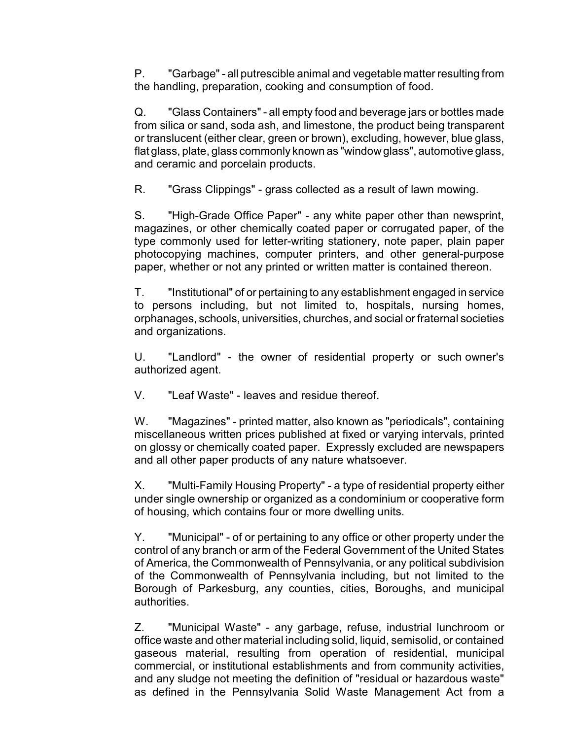P. "Garbage" - all putrescible animal and vegetable matter resulting from the handling, preparation, cooking and consumption of food.

Q. "Glass Containers" - all empty food and beverage jars or bottles made from silica or sand, soda ash, and limestone, the product being transparent or translucent (either clear, green or brown), excluding, however, blue glass, flat glass, plate, glass commonly known as "window glass", automotive glass, and ceramic and porcelain products.

R. "Grass Clippings" - grass collected as a result of lawn mowing.

S. "High-Grade Office Paper" - any white paper other than newsprint, magazines, or other chemically coated paper or corrugated paper, of the type commonly used for letter-writing stationery, note paper, plain paper photocopying machines, computer printers, and other general-purpose paper, whether or not any printed or written matter is contained thereon.

T. "Institutional" of or pertaining to any establishment engaged in service to persons including, but not limited to, hospitals, nursing homes, orphanages, schools, universities, churches, and social or fraternal societies and organizations.

U. "Landlord" - the owner of residential property or such owner's authorized agent.

V. "Leaf Waste" - leaves and residue thereof.

W. "Magazines" - printed matter, also known as "periodicals", containing miscellaneous written prices published at fixed or varying intervals, printed on glossy or chemically coated paper. Expressly excluded are newspapers and all other paper products of any nature whatsoever.

X. "Multi-Family Housing Property" - a type of residential property either under single ownership or organized as a condominium or cooperative form of housing, which contains four or more dwelling units.

Y. "Municipal" - of or pertaining to any office or other property under the control of any branch or arm of the Federal Government of the United States of America, the Commonwealth of Pennsylvania, or any political subdivision of the Commonwealth of Pennsylvania including, but not limited to the Borough of Parkesburg, any counties, cities, Boroughs, and municipal authorities.

Z. "Municipal Waste" - any garbage, refuse, industrial lunchroom or office waste and other material including solid, liquid, semisolid, or contained gaseous material, resulting from operation of residential, municipal commercial, or institutional establishments and from community activities, and any sludge not meeting the definition of "residual or hazardous waste" as defined in the Pennsylvania Solid Waste Management Act from a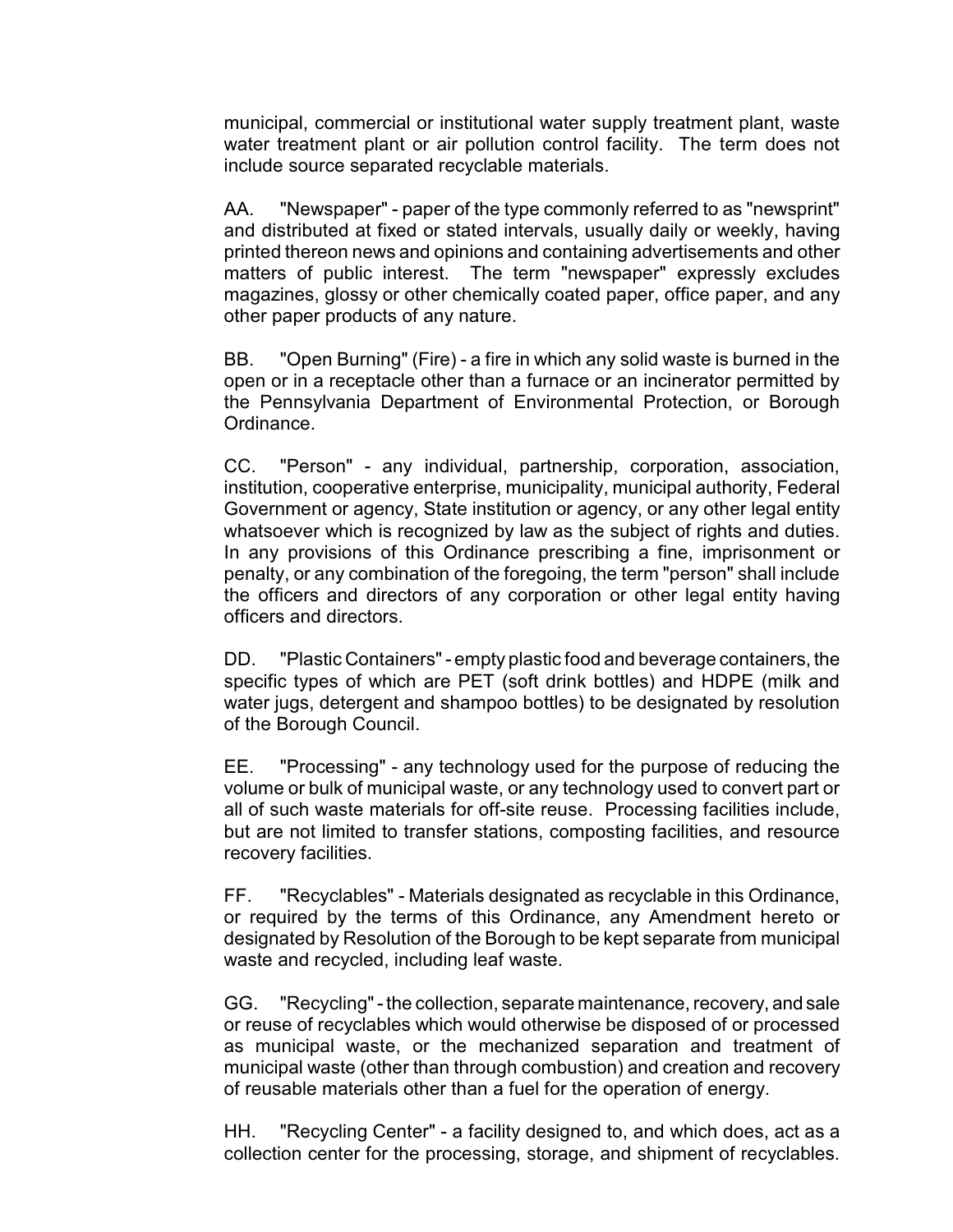municipal, commercial or institutional water supply treatment plant, waste water treatment plant or air pollution control facility. The term does not include source separated recyclable materials.

AA. "Newspaper" - paper of the type commonly referred to as "newsprint" and distributed at fixed or stated intervals, usually daily or weekly, having printed thereon news and opinions and containing advertisements and other matters of public interest. The term "newspaper" expressly excludes magazines, glossy or other chemically coated paper, office paper, and any other paper products of any nature.

BB. "Open Burning" (Fire) - a fire in which any solid waste is burned in the open or in a receptacle other than a furnace or an incinerator permitted by the Pennsylvania Department of Environmental Protection, or Borough Ordinance.

CC. "Person" - any individual, partnership, corporation, association, institution, cooperative enterprise, municipality, municipal authority, Federal Government or agency, State institution or agency, or any other legal entity whatsoever which is recognized by law as the subject of rights and duties. In any provisions of this Ordinance prescribing a fine, imprisonment or penalty, or any combination of the foregoing, the term "person" shall include the officers and directors of any corporation or other legal entity having officers and directors.

DD. "Plastic Containers" - empty plastic food and beverage containers, the specific types of which are PET (soft drink bottles) and HDPE (milk and water jugs, detergent and shampoo bottles) to be designated by resolution of the Borough Council.

EE. "Processing" - any technology used for the purpose of reducing the volume or bulk of municipal waste, or any technology used to convert part or all of such waste materials for off-site reuse. Processing facilities include, but are not limited to transfer stations, composting facilities, and resource recovery facilities.

FF. "Recyclables" - Materials designated as recyclable in this Ordinance, or required by the terms of this Ordinance, any Amendment hereto or designated by Resolution of the Borough to be kept separate from municipal waste and recycled, including leaf waste.

GG. "Recycling" - the collection, separate maintenance, recovery, and sale or reuse of recyclables which would otherwise be disposed of or processed as municipal waste, or the mechanized separation and treatment of municipal waste (other than through combustion) and creation and recovery of reusable materials other than a fuel for the operation of energy.

HH. "Recycling Center" - a facility designed to, and which does, act as a collection center for the processing, storage, and shipment of recyclables.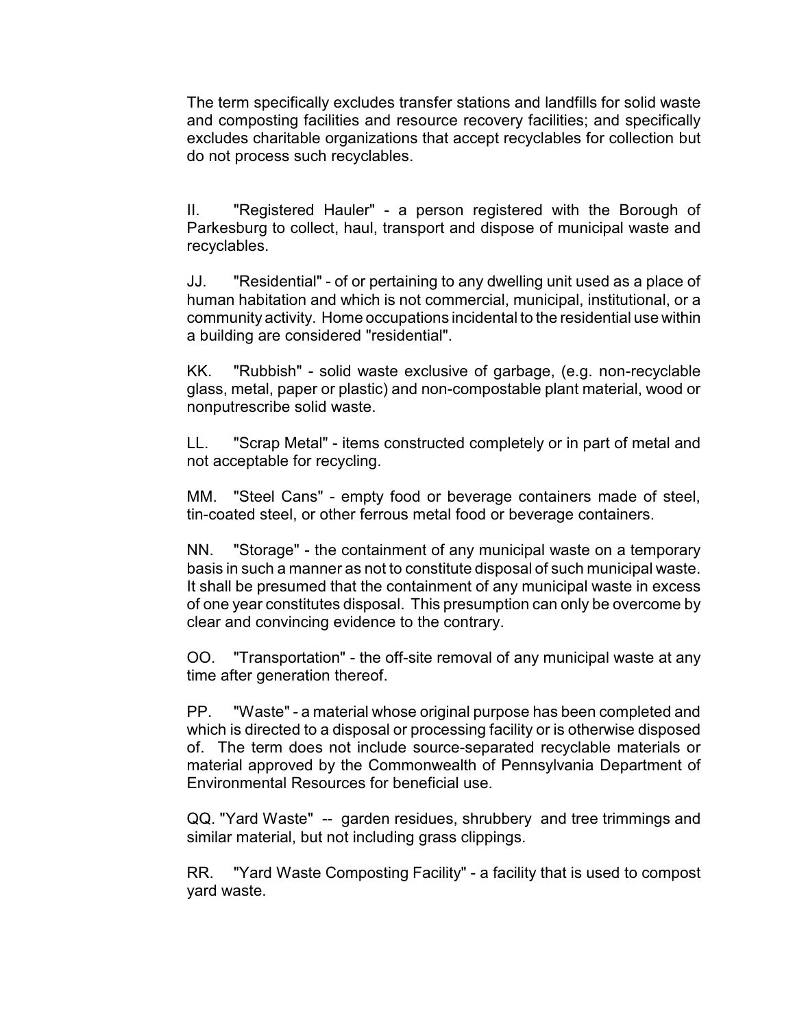The term specifically excludes transfer stations and landfills for solid waste and composting facilities and resource recovery facilities; and specifically excludes charitable organizations that accept recyclables for collection but do not process such recyclables.

II. "Registered Hauler" - a person registered with the Borough of Parkesburg to collect, haul, transport and dispose of municipal waste and recyclables.

JJ. "Residential" - of or pertaining to any dwelling unit used as a place of human habitation and which is not commercial, municipal, institutional, or a community activity. Home occupations incidental to the residential use within a building are considered "residential".

KK. "Rubbish" - solid waste exclusive of garbage, (e.g. non-recyclable glass, metal, paper or plastic) and non-compostable plant material, wood or nonputrescribe solid waste.

LL. "Scrap Metal" - items constructed completely or in part of metal and not acceptable for recycling.

MM. "Steel Cans" - empty food or beverage containers made of steel, tin-coated steel, or other ferrous metal food or beverage containers.

NN. "Storage" - the containment of any municipal waste on a temporary basis in such a manner as not to constitute disposal of such municipal waste. It shall be presumed that the containment of any municipal waste in excess of one year constitutes disposal. This presumption can only be overcome by clear and convincing evidence to the contrary.

OO. "Transportation" - the off-site removal of any municipal waste at any time after generation thereof.

PP. "Waste" - a material whose original purpose has been completed and which is directed to a disposal or processing facility or is otherwise disposed of. The term does not include source-separated recyclable materials or material approved by the Commonwealth of Pennsylvania Department of Environmental Resources for beneficial use.

QQ. "Yard Waste" -- garden residues, shrubbery and tree trimmings and similar material, but not including grass clippings.

RR. "Yard Waste Composting Facility" - a facility that is used to compost yard waste.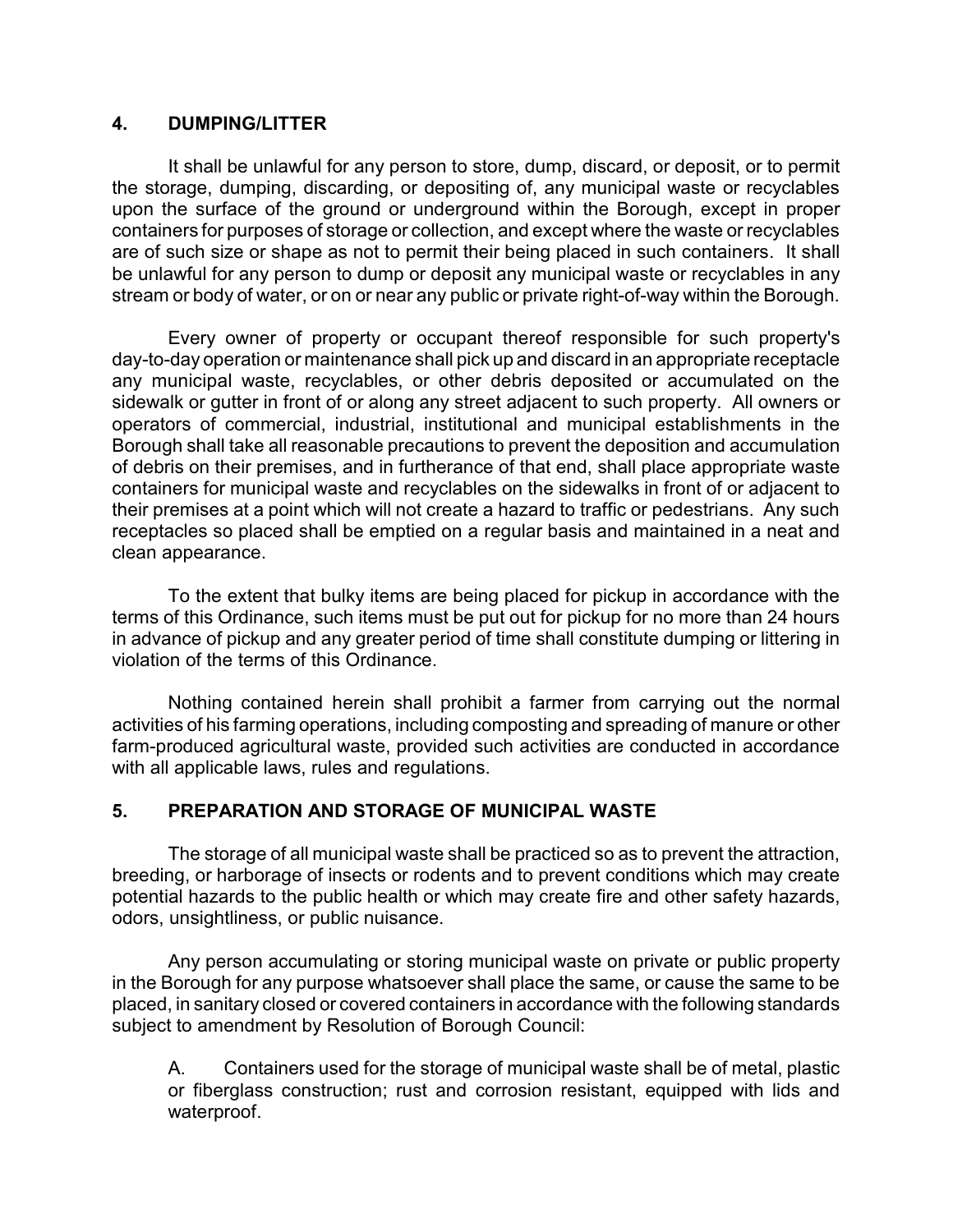## 4. DUMPING/LITTER

It shall be unlawful for any person to store, dump, discard, or deposit, or to permit the storage, dumping, discarding, or depositing of, any municipal waste or recyclables upon the surface of the ground or underground within the Borough, except in proper containers for purposes of storage or collection, and except where the waste or recyclables are of such size or shape as not to permit their being placed in such containers. It shall be unlawful for any person to dump or deposit any municipal waste or recyclables in any stream or body of water, or on or near any public or private right-of-way within the Borough.

Every owner of property or occupant thereof responsible for such property's day-to-day operation or maintenance shall pick up and discard in an appropriate receptacle any municipal waste, recyclables, or other debris deposited or accumulated on the sidewalk or gutter in front of or along any street adjacent to such property. All owners or operators of commercial, industrial, institutional and municipal establishments in the Borough shall take all reasonable precautions to prevent the deposition and accumulation of debris on their premises, and in furtherance of that end, shall place appropriate waste containers for municipal waste and recyclables on the sidewalks in front of or adjacent to their premises at a point which will not create a hazard to traffic or pedestrians. Any such receptacles so placed shall be emptied on a regular basis and maintained in a neat and clean appearance.

To the extent that bulky items are being placed for pickup in accordance with the terms of this Ordinance, such items must be put out for pickup for no more than 24 hours in advance of pickup and any greater period of time shall constitute dumping or littering in violation of the terms of this Ordinance.

Nothing contained herein shall prohibit a farmer from carrying out the normal activities of his farming operations, including composting and spreading of manure or other farm-produced agricultural waste, provided such activities are conducted in accordance with all applicable laws, rules and regulations.

## 5. PREPARATION AND STORAGE OF MUNICIPAL WASTE

The storage of all municipal waste shall be practiced so as to prevent the attraction, breeding, or harborage of insects or rodents and to prevent conditions which may create potential hazards to the public health or which may create fire and other safety hazards, odors, unsightliness, or public nuisance.

Any person accumulating or storing municipal waste on private or public property in the Borough for any purpose whatsoever shall place the same, or cause the same to be placed, in sanitary closed or covered containers in accordance with the following standards subject to amendment by Resolution of Borough Council:

A. Containers used for the storage of municipal waste shall be of metal, plastic or fiberglass construction; rust and corrosion resistant, equipped with lids and waterproof.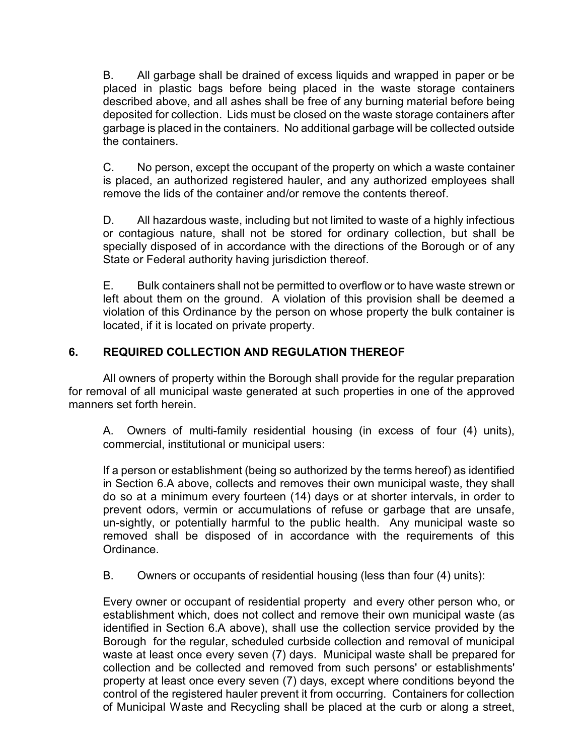B. All garbage shall be drained of excess liquids and wrapped in paper or be placed in plastic bags before being placed in the waste storage containers described above, and all ashes shall be free of any burning material before being deposited for collection. Lids must be closed on the waste storage containers after garbage is placed in the containers. No additional garbage will be collected outside the containers.

C. No person, except the occupant of the property on which a waste container is placed, an authorized registered hauler, and any authorized employees shall remove the lids of the container and/or remove the contents thereof.

D. All hazardous waste, including but not limited to waste of a highly infectious or contagious nature, shall not be stored for ordinary collection, but shall be specially disposed of in accordance with the directions of the Borough or of any State or Federal authority having jurisdiction thereof.

E. Bulk containers shall not be permitted to overflow or to have waste strewn or left about them on the ground. A violation of this provision shall be deemed a violation of this Ordinance by the person on whose property the bulk container is located, if it is located on private property.

## 6. REQUIRED COLLECTION AND REGULATION THEREOF

All owners of property within the Borough shall provide for the regular preparation for removal of all municipal waste generated at such properties in one of the approved manners set forth herein.

A. Owners of multi-family residential housing (in excess of four (4) units), commercial, institutional or municipal users:

If a person or establishment (being so authorized by the terms hereof) as identified in Section 6.A above, collects and removes their own municipal waste, they shall do so at a minimum every fourteen (14) days or at shorter intervals, in order to prevent odors, vermin or accumulations of refuse or garbage that are unsafe, un-sightly, or potentially harmful to the public health. Any municipal waste so removed shall be disposed of in accordance with the requirements of this Ordinance.

B. Owners or occupants of residential housing (less than four (4) units):

Every owner or occupant of residential property and every other person who, or establishment which, does not collect and remove their own municipal waste (as identified in Section 6.A above), shall use the collection service provided by the Borough for the regular, scheduled curbside collection and removal of municipal waste at least once every seven (7) days. Municipal waste shall be prepared for collection and be collected and removed from such persons' or establishments' property at least once every seven (7) days, except where conditions beyond the control of the registered hauler prevent it from occurring. Containers for collection of Municipal Waste and Recycling shall be placed at the curb or along a street,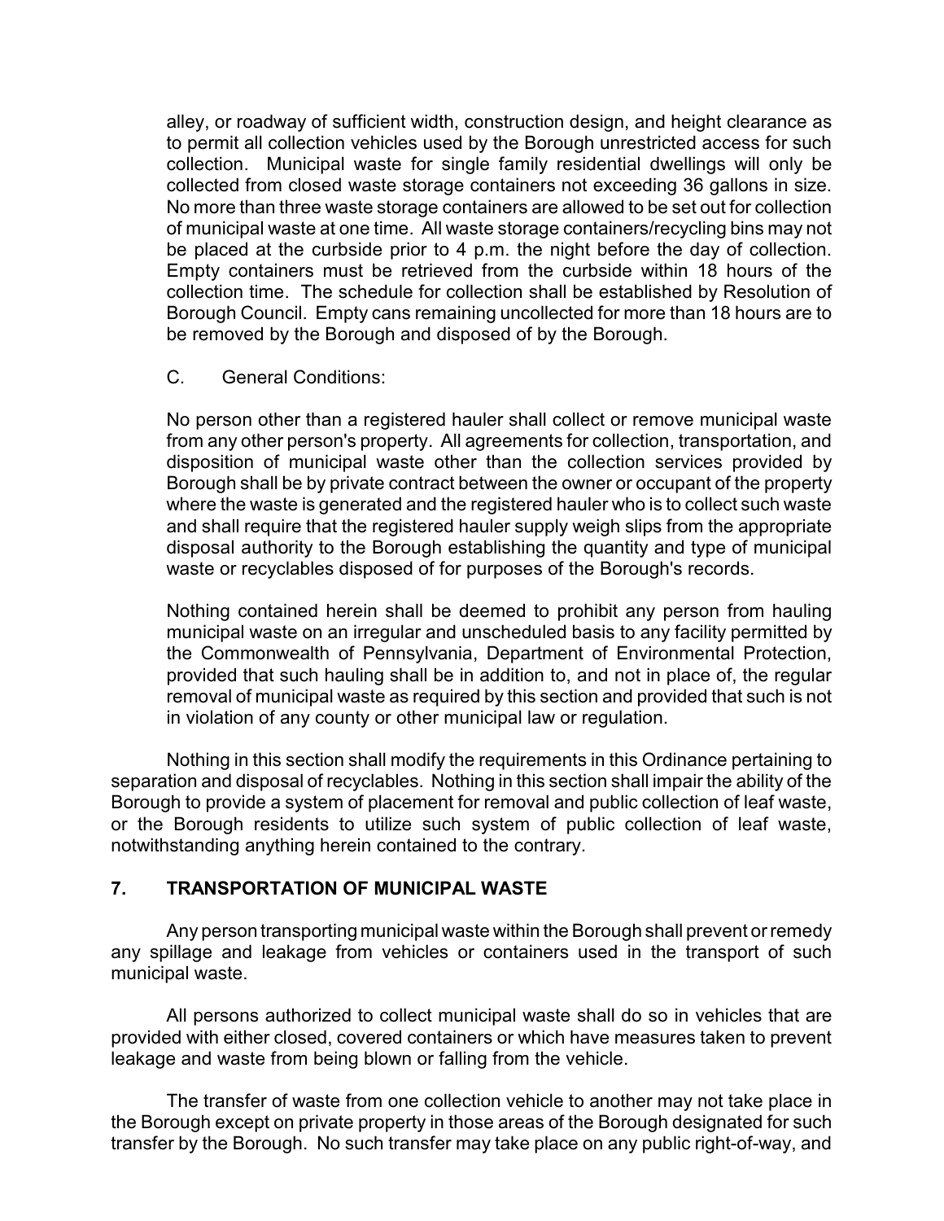alley, or roadway of sufficient width, construction design, and height clearance as to permit all collection vehicles used by the Borough unrestricted access for such collection. Municipal waste for single family residential dwellings will only be collected from closed waste storage containers not exceeding 36 gallons in size. No more than three waste storage containers are allowed to be set out for collection of municipal waste at one time. All waste storage containers/recycling bins may not be placed at the curbside prior to 4 p.m. the night before the day of collection. Empty containers must be retrieved from the curbside within 18 hours of the collection time. The schedule for collection shall be established by Resolution of Borough Council. Empty cans remaining uncollected for more than 18 hours are to be removed by the Borough and disposed of by the Borough.

C. General Conditions:

No person other than a registered hauler shall collect or remove municipal waste from any other person's property. All agreements for collection, transportation, and disposition of municipal waste other than the collection services provided by Borough shall be by private contract between the owner or occupant of the property where the waste is generated and the registered hauler who is to collect such waste and shall require that the registered hauler supply weigh slips from the appropriate disposal authority to the Borough establishing the quantity and type of municipal waste or recyclables disposed of for purposes of the Borough's records.

Nothing contained herein shall be deemed to prohibit any person from hauling municipal waste on an irregular and unscheduled basis to any facility permitted by the Commonwealth of Pennsylvania, Department of Environmental Protection, provided that such hauling shall be in addition to, and not in place of, the regular removal of municipal waste as required by this section and provided that such is not in violation of any county or other municipal law or regulation.

Nothing in this section shall modify the requirements in this Ordinance pertaining to separation and disposal of recyclables. Nothing in this section shall impair the ability of the Borough to provide a system of placement for removal and public collection of leaf waste, or the Borough residents to utilize such system of public collection of leaf waste, notwithstanding anything herein contained to the contrary.

## 7. TRANSPORTATION OF MUNICIPAL WASTE

Any person transporting municipal waste within the Borough shall prevent or remedy any spillage and leakage from vehicles or containers used in the transport of such municipal waste.

All persons authorized to collect municipal waste shall do so in vehicles that are provided with either closed, covered containers or which have measures taken to prevent leakage and waste from being blown or falling from the vehicle.

The transfer of waste from one collection vehicle to another may not take place in the Borough except on private property in those areas of the Borough designated for such transfer by the Borough. No such transfer may take place on any public right-of-way, and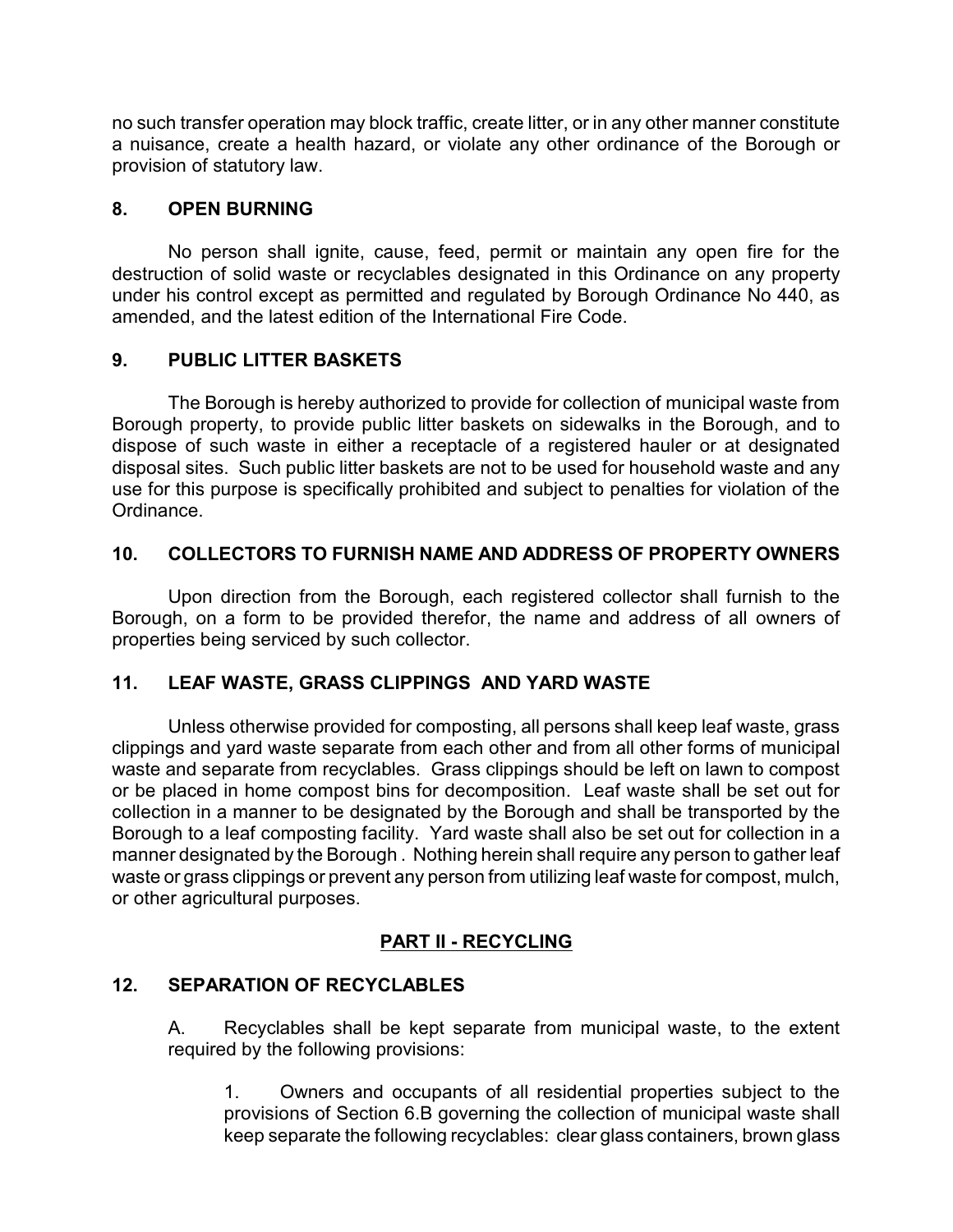no such transfer operation may block traffic, create litter, or in any other manner constitute a nuisance, create a health hazard, or violate any other ordinance of the Borough or provision of statutory law.

## 8. OPEN BURNING

No person shall ignite, cause, feed, permit or maintain any open fire for the destruction of solid waste or recyclables designated in this Ordinance on any property under his control except as permitted and regulated by Borough Ordinance No 440, as amended, and the latest edition of the International Fire Code.

## 9. PUBLIC LITTER BASKETS

The Borough is hereby authorized to provide for collection of municipal waste from Borough property, to provide public litter baskets on sidewalks in the Borough, and to dispose of such waste in either a receptacle of a registered hauler or at designated disposal sites. Such public litter baskets are not to be used for household waste and any use for this purpose is specifically prohibited and subject to penalties for violation of the Ordinance.

## 10. COLLECTORS TO FURNISH NAME AND ADDRESS OF PROPERTY OWNERS

Upon direction from the Borough, each registered collector shall furnish to the Borough, on a form to be provided therefor, the name and address of all owners of properties being serviced by such collector.

## 11. LEAF WASTE, GRASS CLIPPINGS AND YARD WASTE

Unless otherwise provided for composting, all persons shall keep leaf waste, grass clippings and yard waste separate from each other and from all other forms of municipal waste and separate from recyclables. Grass clippings should be left on lawn to compost or be placed in home compost bins for decomposition. Leaf waste shall be set out for collection in a manner to be designated by the Borough and shall be transported by the Borough to a leaf composting facility. Yard waste shall also be set out for collection in a manner designated by the Borough . Nothing herein shall require any person to gather leaf waste or grass clippings or prevent any person from utilizing leaf waste for compost, mulch, or other agricultural purposes.

# PART II - RECYCLING

## 12. SEPARATION OF RECYCLABLES

A. Recyclables shall be kept separate from municipal waste, to the extent required by the following provisions:

1. Owners and occupants of all residential properties subject to the provisions of Section 6.B governing the collection of municipal waste shall keep separate the following recyclables: clear glass containers, brown glass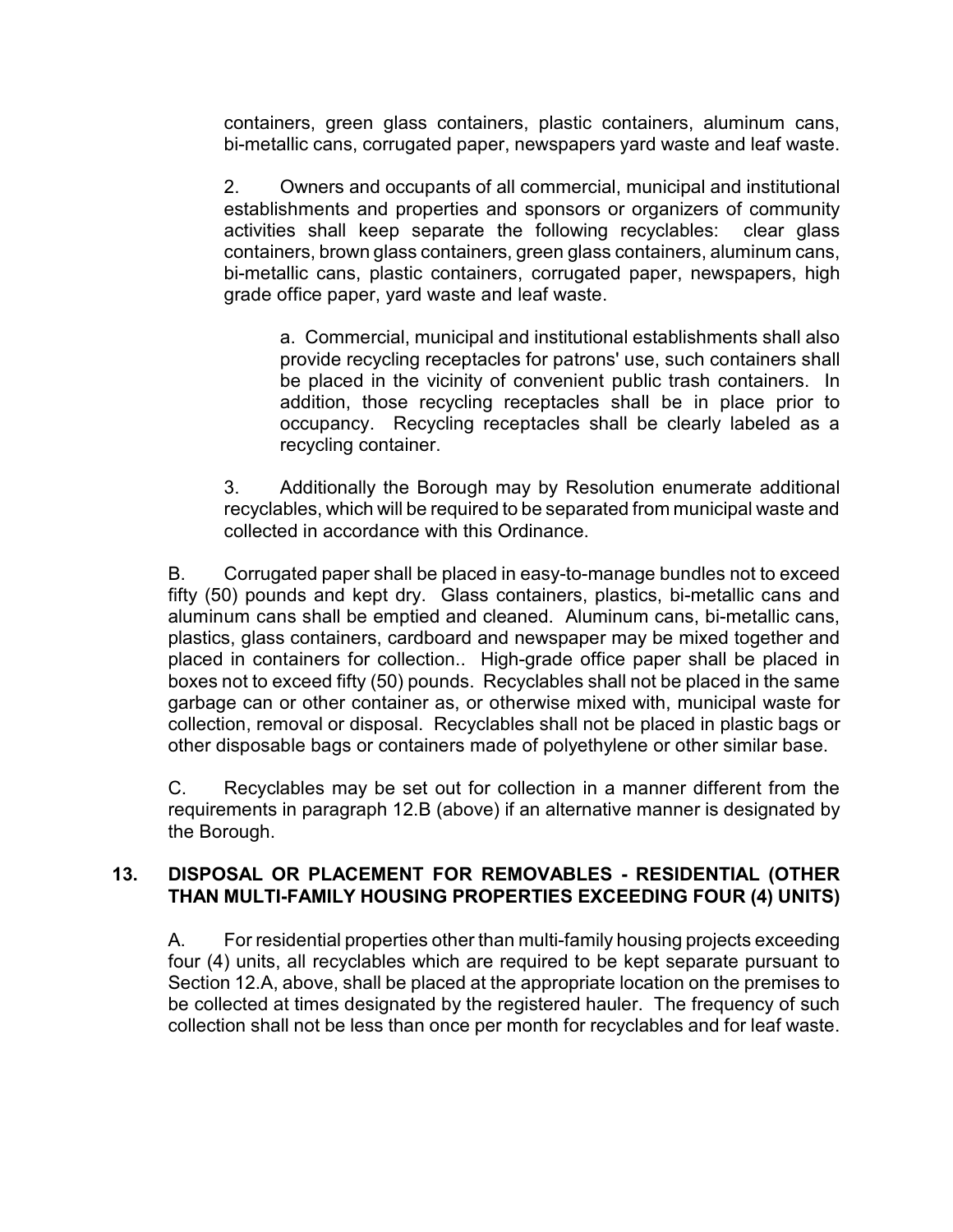containers, green glass containers, plastic containers, aluminum cans, bi-metallic cans, corrugated paper, newspapers yard waste and leaf waste.

2. Owners and occupants of all commercial, municipal and institutional establishments and properties and sponsors or organizers of community activities shall keep separate the following recyclables: clear glass containers, brown glass containers, green glass containers, aluminum cans, bi-metallic cans, plastic containers, corrugated paper, newspapers, high grade office paper, yard waste and leaf waste.

a. Commercial, municipal and institutional establishments shall also provide recycling receptacles for patrons' use, such containers shall be placed in the vicinity of convenient public trash containers. In addition, those recycling receptacles shall be in place prior to occupancy. Recycling receptacles shall be clearly labeled as a recycling container.

3. Additionally the Borough may by Resolution enumerate additional recyclables, which will be required to be separated from municipal waste and collected in accordance with this Ordinance.

B. Corrugated paper shall be placed in easy-to-manage bundles not to exceed fifty (50) pounds and kept dry. Glass containers, plastics, bi-metallic cans and aluminum cans shall be emptied and cleaned. Aluminum cans, bi-metallic cans, plastics, glass containers, cardboard and newspaper may be mixed together and placed in containers for collection.. High-grade office paper shall be placed in boxes not to exceed fifty (50) pounds. Recyclables shall not be placed in the same garbage can or other container as, or otherwise mixed with, municipal waste for collection, removal or disposal. Recyclables shall not be placed in plastic bags or other disposable bags or containers made of polyethylene or other similar base.

C. Recyclables may be set out for collection in a manner different from the requirements in paragraph 12.B (above) if an alternative manner is designated by the Borough.

## 13. DISPOSAL OR PLACEMENT FOR REMOVABLES - RESIDENTIAL (OTHER THAN MULTI-FAMILY HOUSING PROPERTIES EXCEEDING FOUR (4) UNITS)

A. For residential properties other than multi-family housing projects exceeding four (4) units, all recyclables which are required to be kept separate pursuant to Section 12.A, above, shall be placed at the appropriate location on the premises to be collected at times designated by the registered hauler. The frequency of such collection shall not be less than once per month for recyclables and for leaf waste.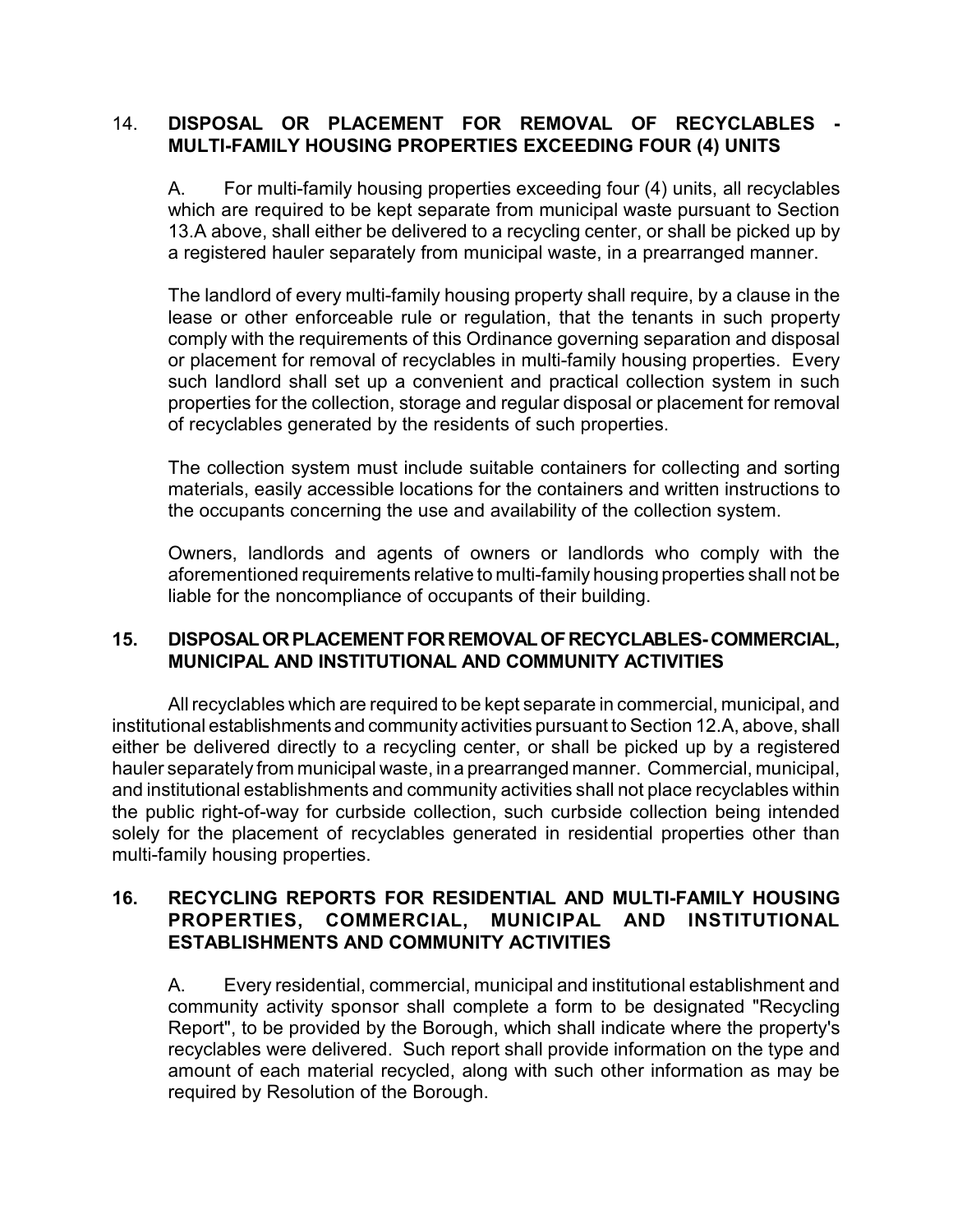## 14. DISPOSAL OR PLACEMENT FOR REMOVAL OF RECYCLABLES - MULTI-FAMILY HOUSING PROPERTIES EXCEEDING FOUR (4) UNITS

A. For multi-family housing properties exceeding four (4) units, all recyclables which are required to be kept separate from municipal waste pursuant to Section 13.A above, shall either be delivered to a recycling center, or shall be picked up by a registered hauler separately from municipal waste, in a prearranged manner.

The landlord of every multi-family housing property shall require, by a clause in the lease or other enforceable rule or regulation, that the tenants in such property comply with the requirements of this Ordinance governing separation and disposal or placement for removal of recyclables in multi-family housing properties. Every such landlord shall set up a convenient and practical collection system in such properties for the collection, storage and regular disposal or placement for removal of recyclables generated by the residents of such properties.

The collection system must include suitable containers for collecting and sorting materials, easily accessible locations for the containers and written instructions to the occupants concerning the use and availability of the collection system.

Owners, landlords and agents of owners or landlords who comply with the aforementioned requirements relative to multi-family housing properties shall not be liable for the noncompliance of occupants of their building.

## 15. DISPOSAL OR PLACEMENT FOR REMOVAL OF RECYCLABLES- COMMERCIAL, MUNICIPAL AND INSTITUTIONAL AND COMMUNITY ACTIVITIES

All recyclables which are required to be kept separate in commercial, municipal, and institutional establishments and community activities pursuant to Section 12.A, above, shall either be delivered directly to a recycling center, or shall be picked up by a registered hauler separately from municipal waste, in a prearranged manner. Commercial, municipal, and institutional establishments and community activities shall not place recyclables within the public right-of-way for curbside collection, such curbside collection being intended solely for the placement of recyclables generated in residential properties other than multi-family housing properties.

## 16. RECYCLING REPORTS FOR RESIDENTIAL AND MULTI-FAMILY HOUSING PROPERTIES, COMMERCIAL, MUNICIPAL AND INSTITUTIONAL ESTABLISHMENTS AND COMMUNITY ACTIVITIES

A. Every residential, commercial, municipal and institutional establishment and community activity sponsor shall complete a form to be designated "Recycling Report", to be provided by the Borough, which shall indicate where the property's recyclables were delivered. Such report shall provide information on the type and amount of each material recycled, along with such other information as may be required by Resolution of the Borough.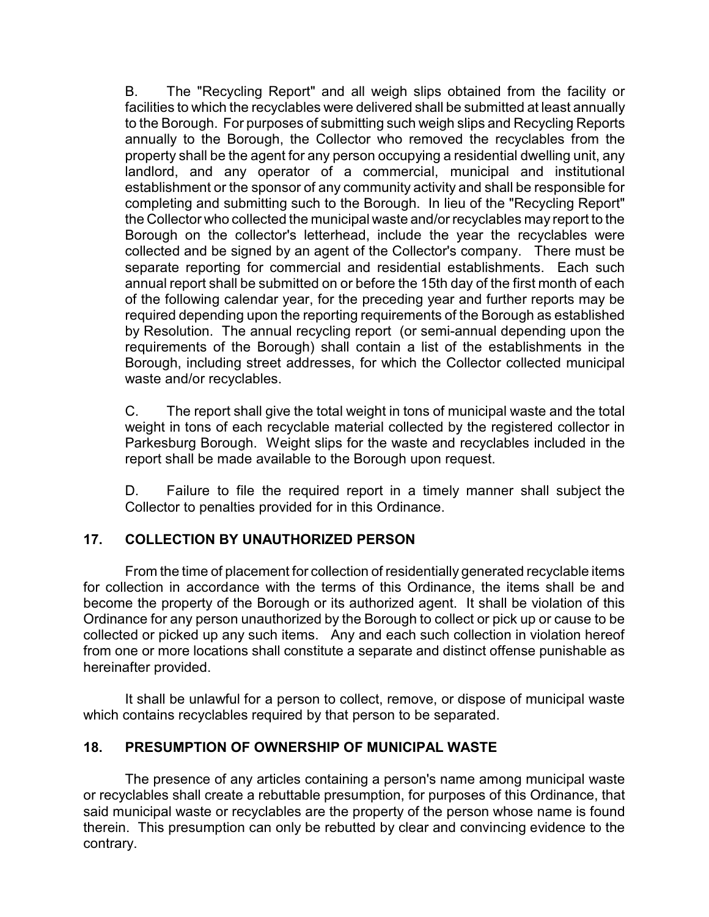B. The "Recycling Report" and all weigh slips obtained from the facility or facilities to which the recyclables were delivered shall be submitted at least annually to the Borough. For purposes of submitting such weigh slips and Recycling Reports annually to the Borough, the Collector who removed the recyclables from the property shall be the agent for any person occupying a residential dwelling unit, any landlord, and any operator of a commercial, municipal and institutional establishment or the sponsor of any community activity and shall be responsible for completing and submitting such to the Borough. In lieu of the "Recycling Report" the Collector who collected the municipal waste and/or recyclables may report to the Borough on the collector's letterhead, include the year the recyclables were collected and be signed by an agent of the Collector's company. There must be separate reporting for commercial and residential establishments. Each such annual report shall be submitted on or before the 15th day of the first month of each of the following calendar year, for the preceding year and further reports may be required depending upon the reporting requirements of the Borough as established by Resolution. The annual recycling report (or semi-annual depending upon the requirements of the Borough) shall contain a list of the establishments in the Borough, including street addresses, for which the Collector collected municipal waste and/or recyclables.

C. The report shall give the total weight in tons of municipal waste and the total weight in tons of each recyclable material collected by the registered collector in Parkesburg Borough. Weight slips for the waste and recyclables included in the report shall be made available to the Borough upon request.

D. Failure to file the required report in a timely manner shall subject the Collector to penalties provided for in this Ordinance.

## 17. COLLECTION BY UNAUTHORIZED PERSON

From the time of placement for collection of residentially generated recyclable items for collection in accordance with the terms of this Ordinance, the items shall be and become the property of the Borough or its authorized agent. It shall be violation of this Ordinance for any person unauthorized by the Borough to collect or pick up or cause to be collected or picked up any such items. Any and each such collection in violation hereof from one or more locations shall constitute a separate and distinct offense punishable as hereinafter provided.

It shall be unlawful for a person to collect, remove, or dispose of municipal waste which contains recyclables required by that person to be separated.

## 18. PRESUMPTION OF OWNERSHIP OF MUNICIPAL WASTE

The presence of any articles containing a person's name among municipal waste or recyclables shall create a rebuttable presumption, for purposes of this Ordinance, that said municipal waste or recyclables are the property of the person whose name is found therein. This presumption can only be rebutted by clear and convincing evidence to the contrary.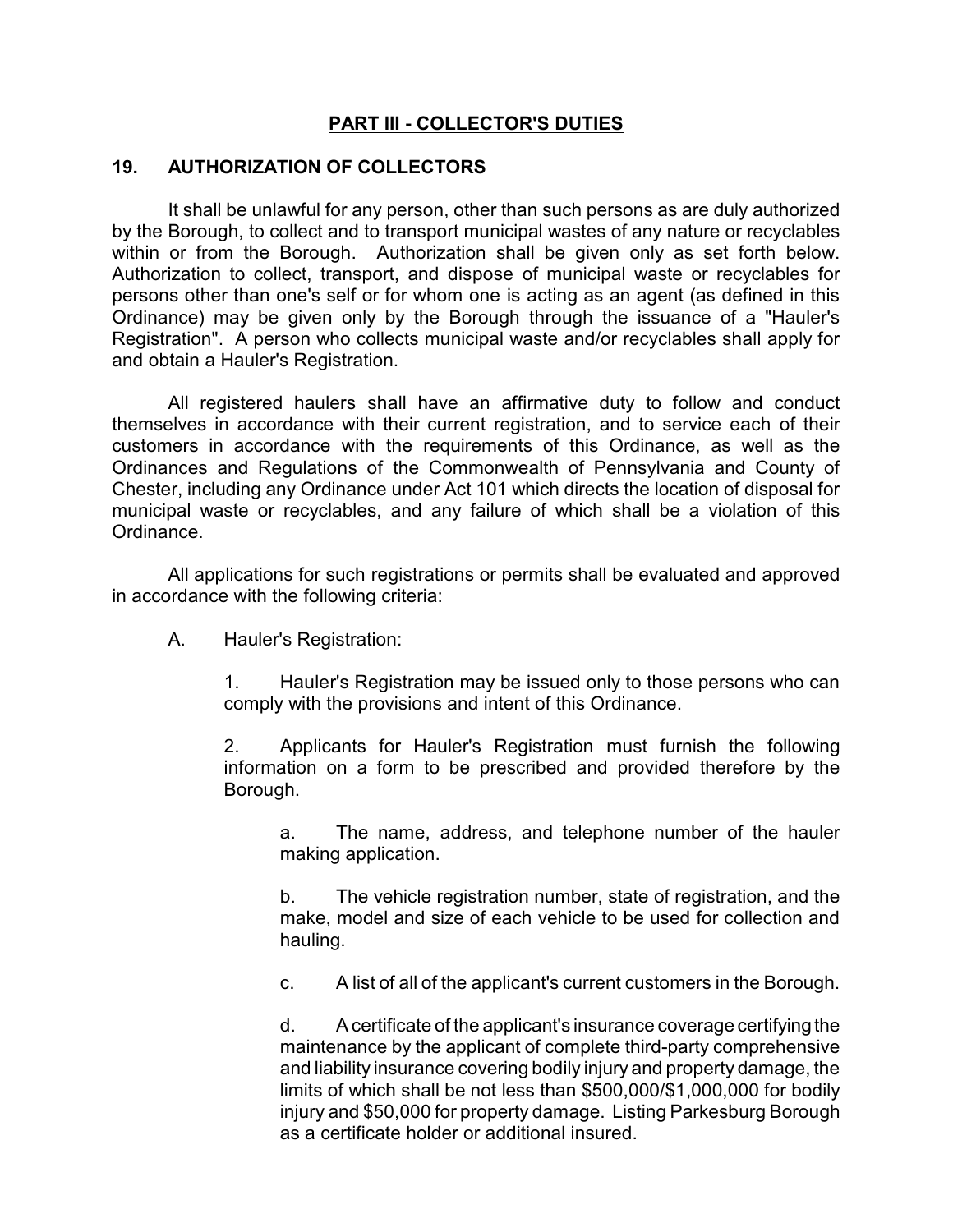## PART III - COLLECTOR'S DUTIES

### 19. AUTHORIZATION OF COLLECTORS

It shall be unlawful for any person, other than such persons as are duly authorized by the Borough, to collect and to transport municipal wastes of any nature or recyclables within or from the Borough. Authorization shall be given only as set forth below. Authorization to collect, transport, and dispose of municipal waste or recyclables for persons other than one's self or for whom one is acting as an agent (as defined in this Ordinance) may be given only by the Borough through the issuance of a "Hauler's Registration". A person who collects municipal waste and/or recyclables shall apply for and obtain a Hauler's Registration.

All registered haulers shall have an affirmative duty to follow and conduct themselves in accordance with their current registration, and to service each of their customers in accordance with the requirements of this Ordinance, as well as the Ordinances and Regulations of the Commonwealth of Pennsylvania and County of Chester, including any Ordinance under Act 101 which directs the location of disposal for municipal waste or recyclables, and any failure of which shall be a violation of this Ordinance.

All applications for such registrations or permits shall be evaluated and approved in accordance with the following criteria:

A. Hauler's Registration:

1. Hauler's Registration may be issued only to those persons who can comply with the provisions and intent of this Ordinance.

2. Applicants for Hauler's Registration must furnish the following information on a form to be prescribed and provided therefore by the Borough.

a. The name, address, and telephone number of the hauler making application.

b. The vehicle registration number, state of registration, and the make, model and size of each vehicle to be used for collection and hauling.

c. A list of all of the applicant's current customers in the Borough.

d. A certificate of the applicant's insurance coverage certifying the maintenance by the applicant of complete third-party comprehensive and liability insurance covering bodily injury and property damage, the limits of which shall be not less than $500,000/$1,000,000 for bodily injury and $50,000 for property damage. Listing Parkesburg Borough as a certificate holder or additional insured.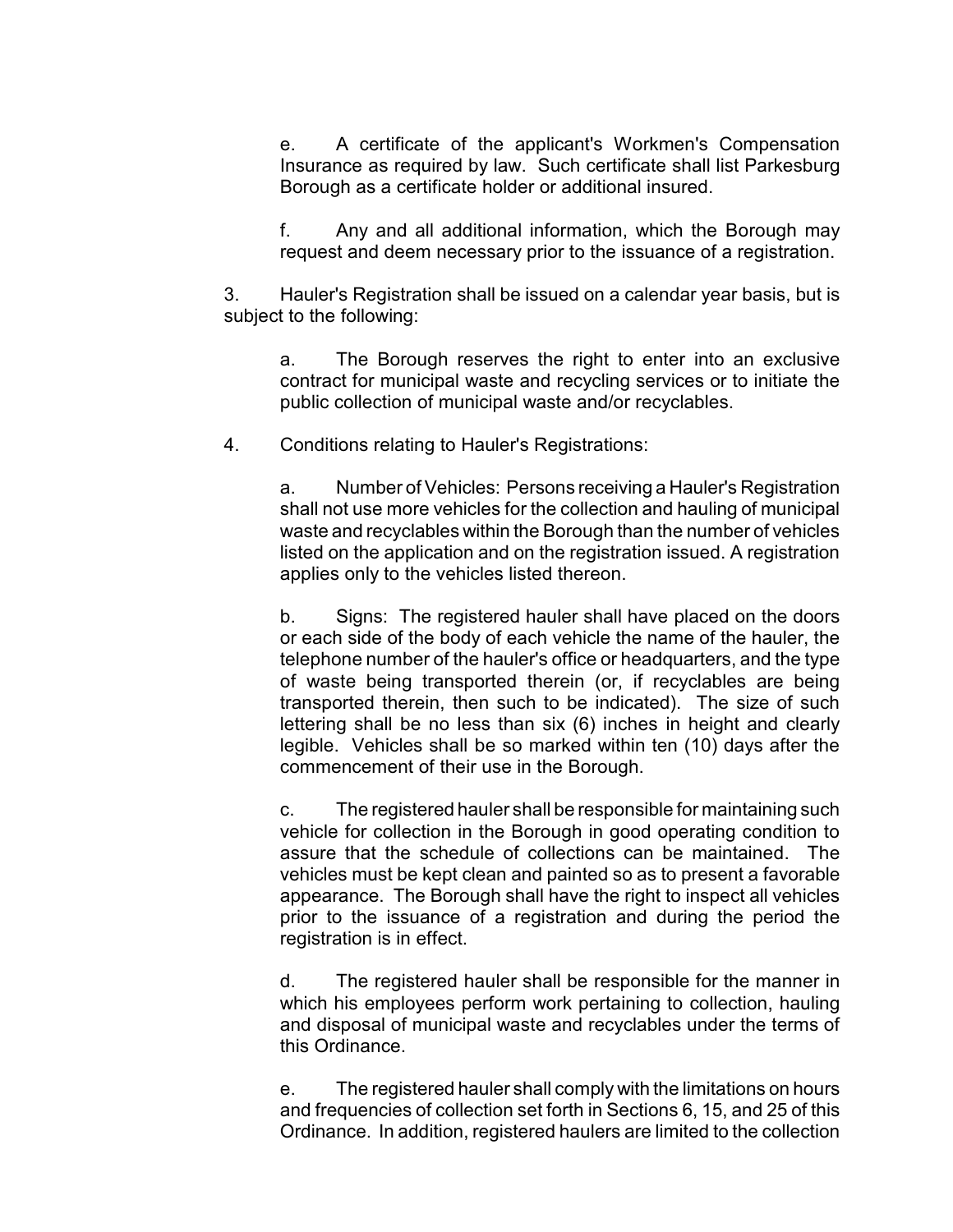e. A certificate of the applicant's Workmen's Compensation Insurance as required by law. Such certificate shall list Parkesburg Borough as a certificate holder or additional insured.

f. Any and all additional information, which the Borough may request and deem necessary prior to the issuance of a registration.

3. Hauler's Registration shall be issued on a calendar year basis, but is subject to the following:

a. The Borough reserves the right to enter into an exclusive contract for municipal waste and recycling services or to initiate the public collection of municipal waste and/or recyclables.

4. Conditions relating to Hauler's Registrations:

a. Number of Vehicles: Persons receiving a Hauler's Registration shall not use more vehicles for the collection and hauling of municipal waste and recyclables within the Borough than the number of vehicles listed on the application and on the registration issued. A registration applies only to the vehicles listed thereon.

b. Signs: The registered hauler shall have placed on the doors or each side of the body of each vehicle the name of the hauler, the telephone number of the hauler's office or headquarters, and the type of waste being transported therein (or, if recyclables are being transported therein, then such to be indicated). The size of such lettering shall be no less than six (6) inches in height and clearly legible. Vehicles shall be so marked within ten (10) days after the commencement of their use in the Borough.

c. The registered hauler shall be responsible for maintaining such vehicle for collection in the Borough in good operating condition to assure that the schedule of collections can be maintained. The vehicles must be kept clean and painted so as to present a favorable appearance. The Borough shall have the right to inspect all vehicles prior to the issuance of a registration and during the period the registration is in effect.

d. The registered hauler shall be responsible for the manner in which his employees perform work pertaining to collection, hauling and disposal of municipal waste and recyclables under the terms of this Ordinance.

e. The registered hauler shall comply with the limitations on hours and frequencies of collection set forth in Sections 6, 15, and 25 of this Ordinance. In addition, registered haulers are limited to the collection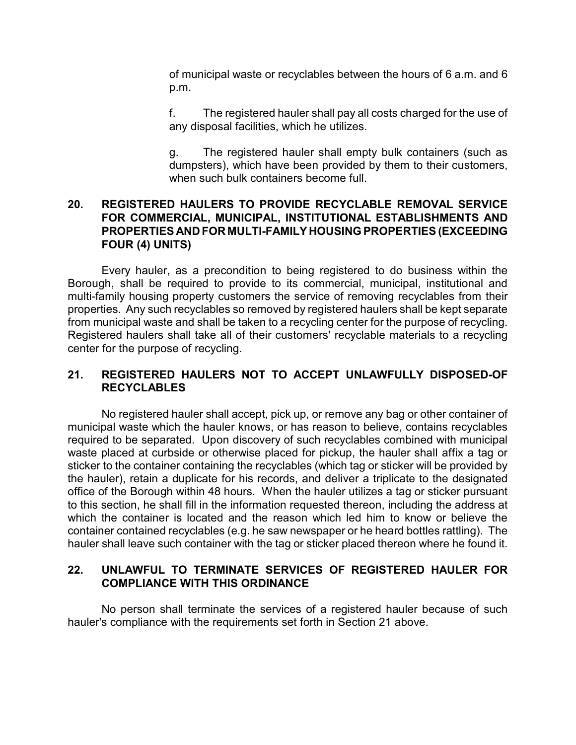of municipal waste or recyclables between the hours of 6 a.m. and 6 p.m.

f. The registered hauler shall pay all costs charged for the use of any disposal facilities, which he utilizes.

g. The registered hauler shall empty bulk containers (such as dumpsters), which have been provided by them to their customers, when such bulk containers become full.

## 20. REGISTERED HAULERS TO PROVIDE RECYCLABLE REMOVAL SERVICE FOR COMMERCIAL, MUNICIPAL, INSTITUTIONAL ESTABLISHMENTS AND PROPERTIES AND FOR MULTI-FAMILY HOUSING PROPERTIES (EXCEEDING FOUR (4) UNITS)

Every hauler, as a precondition to being registered to do business within the Borough, shall be required to provide to its commercial, municipal, institutional and multi-family housing property customers the service of removing recyclables from their properties. Any such recyclables so removed by registered haulers shall be kept separate from municipal waste and shall be taken to a recycling center for the purpose of recycling. Registered haulers shall take all of their customers' recyclable materials to a recycling center for the purpose of recycling.

## 21. REGISTERED HAULERS NOT TO ACCEPT UNLAWFULLY DISPOSED-OF RECYCLABLES

No registered hauler shall accept, pick up, or remove any bag or other container of municipal waste which the hauler knows, or has reason to believe, contains recyclables required to be separated. Upon discovery of such recyclables combined with municipal waste placed at curbside or otherwise placed for pickup, the hauler shall affix a tag or sticker to the container containing the recyclables (which tag or sticker will be provided by the hauler), retain a duplicate for his records, and deliver a triplicate to the designated office of the Borough within 48 hours. When the hauler utilizes a tag or sticker pursuant to this section, he shall fill in the information requested thereon, including the address at which the container is located and the reason which led him to know or believe the container contained recyclables (e.g. he saw newspaper or he heard bottles rattling). The hauler shall leave such container with the tag or sticker placed thereon where he found it.

## 22. UNLAWFUL TO TERMINATE SERVICES OF REGISTERED HAULER FOR COMPLIANCE WITH THIS ORDINANCE

No person shall terminate the services of a registered hauler because of such hauler's compliance with the requirements set forth in Section 21 above.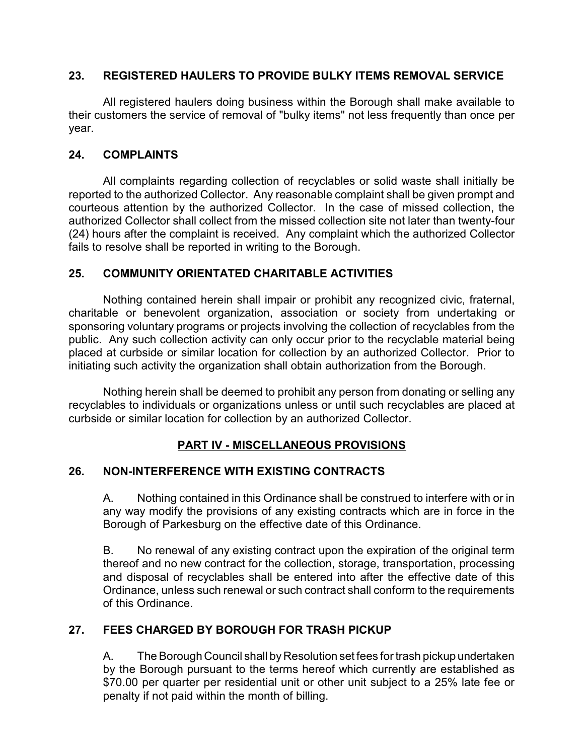### 23. REGISTERED HAULERS TO PROVIDE BULKY ITEMS REMOVAL SERVICE

All registered haulers doing business within the Borough shall make available to their customers the service of removal of "bulky items" not less frequently than once per year.

### 24. COMPLAINTS

All complaints regarding collection of recyclables or solid waste shall initially be reported to the authorized Collector. Any reasonable complaint shall be given prompt and courteous attention by the authorized Collector. In the case of missed collection, the authorized Collector shall collect from the missed collection site not later than twenty-four (24) hours after the complaint is received. Any complaint which the authorized Collector fails to resolve shall be reported in writing to the Borough.

### 25. COMMUNITY ORIENTATED CHARITABLE ACTIVITIES

Nothing contained herein shall impair or prohibit any recognized civic, fraternal, charitable or benevolent organization, association or society from undertaking or sponsoring voluntary programs or projects involving the collection of recyclables from the public. Any such collection activity can only occur prior to the recyclable material being placed at curbside or similar location for collection by an authorized Collector. Prior to initiating such activity the organization shall obtain authorization from the Borough.

Nothing herein shall be deemed to prohibit any person from donating or selling any recyclables to individuals or organizations unless or until such recyclables are placed at curbside or similar location for collection by an authorized Collector.

## PART IV - MISCELLANEOUS PROVISIONS

### 26. NON-INTERFERENCE WITH EXISTING CONTRACTS

A. Nothing contained in this Ordinance shall be construed to interfere with or in any way modify the provisions of any existing contracts which are in force in the Borough of Parkesburg on the effective date of this Ordinance.

B. No renewal of any existing contract upon the expiration of the original term thereof and no new contract for the collection, storage, transportation, processing and disposal of recyclables shall be entered into after the effective date of this Ordinance, unless such renewal or such contract shall conform to the requirements of this Ordinance.

### 27. FEES CHARGED BY BOROUGH FOR TRASH PICKUP

A. The Borough Council shall by Resolution set fees for trash pickup undertaken by the Borough pursuant to the terms hereof which currently are established as $70.00 per quarter per residential unit or other unit subject to a 25% late fee or penalty if not paid within the month of billing.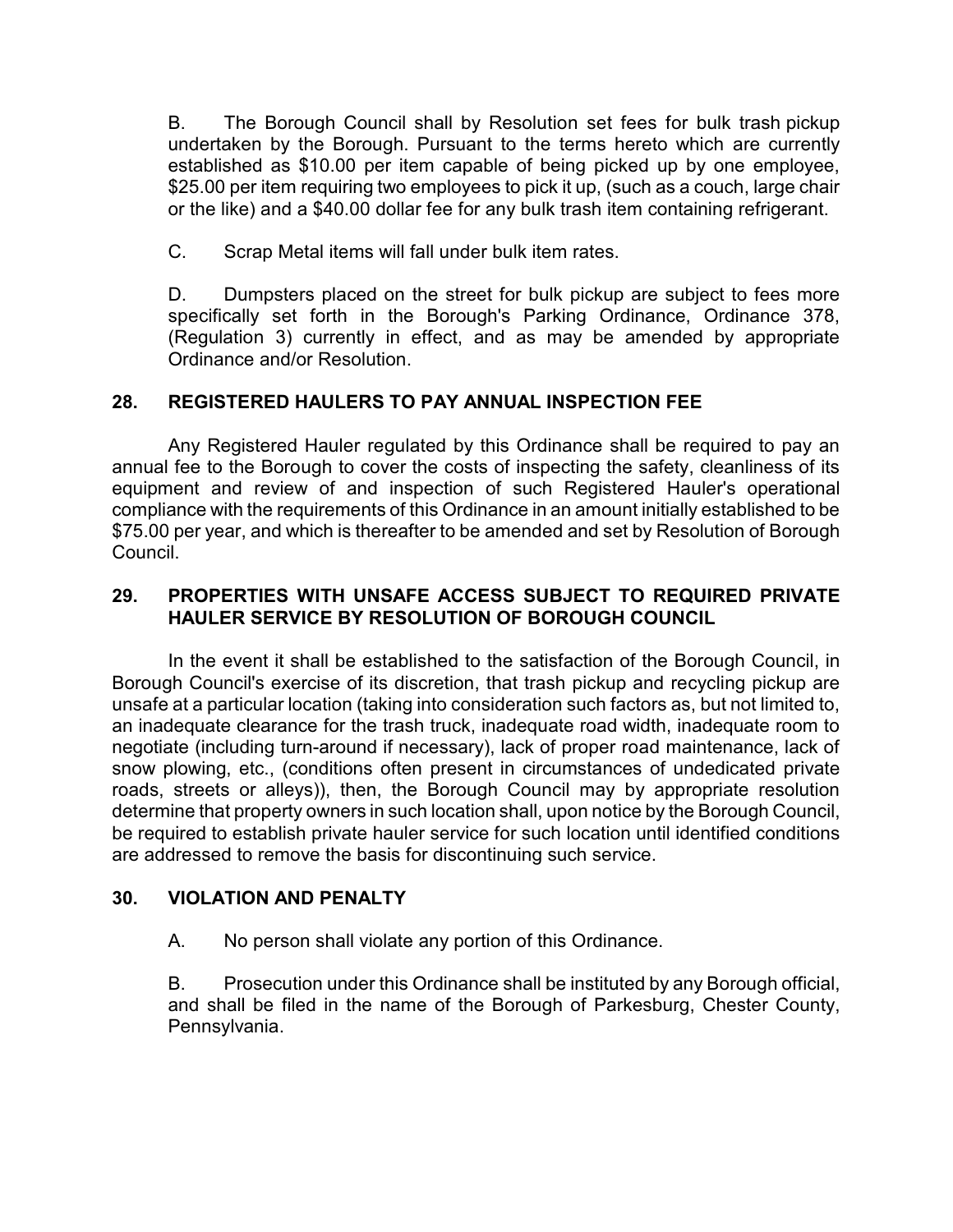B. The Borough Council shall by Resolution set fees for bulk trash pickup undertaken by the Borough. Pursuant to the terms hereto which are currently established as $10.00 per item capable of being picked up by one employee, $25.00 per item requiring two employees to pick it up, (such as a couch, large chair or the like) and a $40.00 dollar fee for any bulk trash item containing refrigerant.

C. Scrap Metal items will fall under bulk item rates.

D. Dumpsters placed on the street for bulk pickup are subject to fees more specifically set forth in the Borough's Parking Ordinance, Ordinance 378, (Regulation 3) currently in effect, and as may be amended by appropriate Ordinance and/or Resolution.

## 28. REGISTERED HAULERS TO PAY ANNUAL INSPECTION FEE

Any Registered Hauler regulated by this Ordinance shall be required to pay an annual fee to the Borough to cover the costs of inspecting the safety, cleanliness of its equipment and review of and inspection of such Registered Hauler's operational compliance with the requirements of this Ordinance in an amount initially established to be $75.00 per year, and which is thereafter to be amended and set by Resolution of Borough Council.

## 29. PROPERTIES WITH UNSAFE ACCESS SUBJECT TO REQUIRED PRIVATE HAULER SERVICE BY RESOLUTION OF BOROUGH COUNCIL

In the event it shall be established to the satisfaction of the Borough Council, in Borough Council's exercise of its discretion, that trash pickup and recycling pickup are unsafe at a particular location (taking into consideration such factors as, but not limited to, an inadequate clearance for the trash truck, inadequate road width, inadequate room to negotiate (including turn-around if necessary), lack of proper road maintenance, lack of snow plowing, etc., (conditions often present in circumstances of undedicated private roads, streets or alleys)), then, the Borough Council may by appropriate resolution determine that property owners in such location shall, upon notice by the Borough Council, be required to establish private hauler service for such location until identified conditions are addressed to remove the basis for discontinuing such service.

## 30. VIOLATION AND PENALTY

A. No person shall violate any portion of this Ordinance.

B. Prosecution under this Ordinance shall be instituted by any Borough official, and shall be filed in the name of the Borough of Parkesburg, Chester County, Pennsylvania.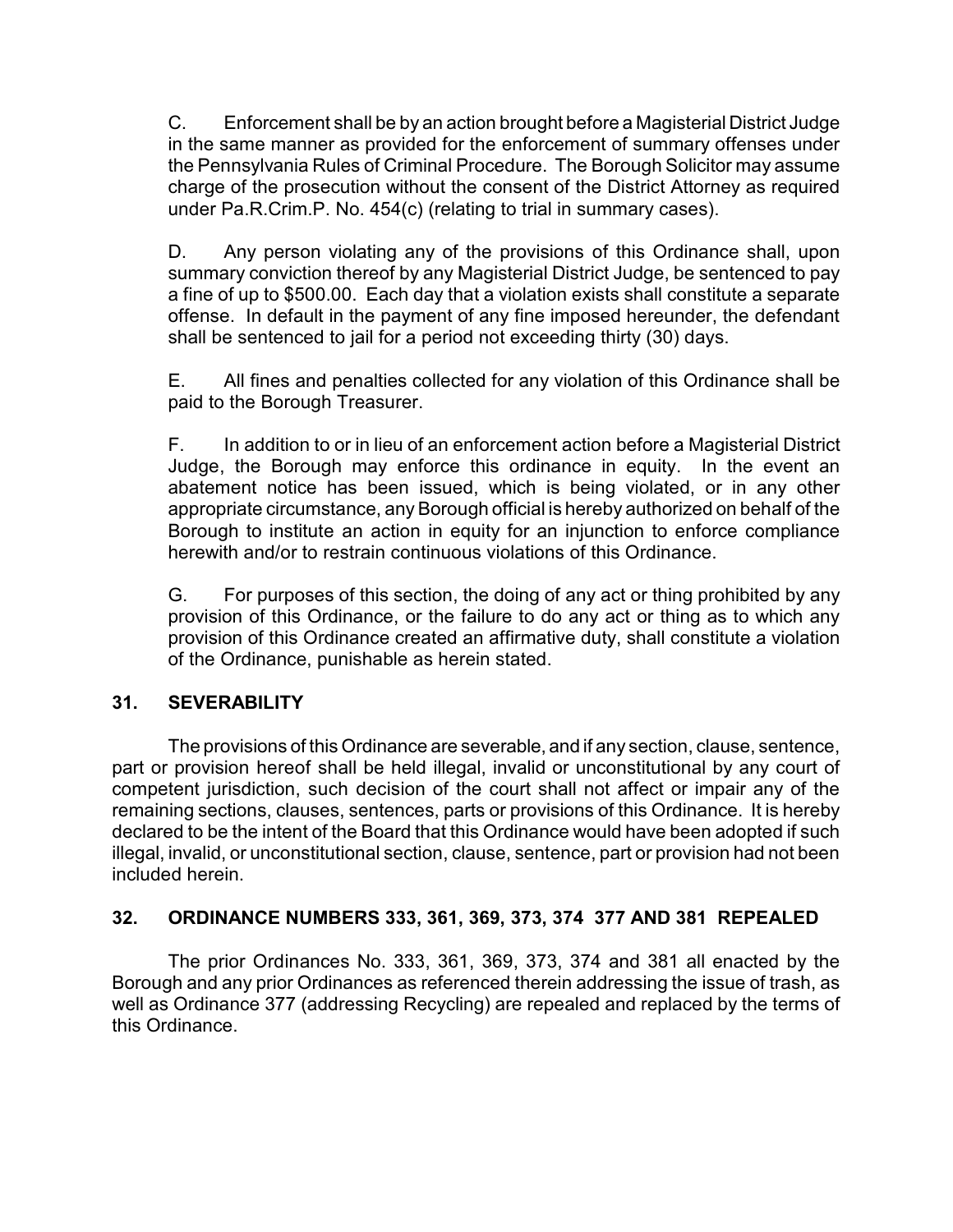C. Enforcement shall be by an action brought before a Magisterial District Judge in the same manner as provided for the enforcement of summary offenses under the Pennsylvania Rules of Criminal Procedure. The Borough Solicitor may assume charge of the prosecution without the consent of the District Attorney as required under Pa.R.Crim.P. No. 454(c) (relating to trial in summary cases).

D. Any person violating any of the provisions of this Ordinance shall, upon summary conviction thereof by any Magisterial District Judge, be sentenced to pay a fine of up to $500.00. Each day that a violation exists shall constitute a separate offense. In default in the payment of any fine imposed hereunder, the defendant shall be sentenced to jail for a period not exceeding thirty (30) days.

E. All fines and penalties collected for any violation of this Ordinance shall be paid to the Borough Treasurer.

F. In addition to or in lieu of an enforcement action before a Magisterial District Judge, the Borough may enforce this ordinance in equity. In the event an abatement notice has been issued, which is being violated, or in any other appropriate circumstance, any Borough official is hereby authorized on behalf of the Borough to institute an action in equity for an injunction to enforce compliance herewith and/or to restrain continuous violations of this Ordinance.

G. For purposes of this section, the doing of any act or thing prohibited by any provision of this Ordinance, or the failure to do any act or thing as to which any provision of this Ordinance created an affirmative duty, shall constitute a violation of the Ordinance, punishable as herein stated.

## 31. SEVERABILITY

The provisions of this Ordinance are severable, and if any section, clause, sentence, part or provision hereof shall be held illegal, invalid or unconstitutional by any court of competent jurisdiction, such decision of the court shall not affect or impair any of the remaining sections, clauses, sentences, parts or provisions of this Ordinance. It is hereby declared to be the intent of the Board that this Ordinance would have been adopted if such illegal, invalid, or unconstitutional section, clause, sentence, part or provision had not been included herein.

## 32. ORDINANCE NUMBERS 333, 361, 369, 373, 374 377 AND 381 REPEALED

The prior Ordinances No. 333, 361, 369, 373, 374 and 381 all enacted by the Borough and any prior Ordinances as referenced therein addressing the issue of trash, as well as Ordinance 377 (addressing Recycling) are repealed and replaced by the terms of this Ordinance.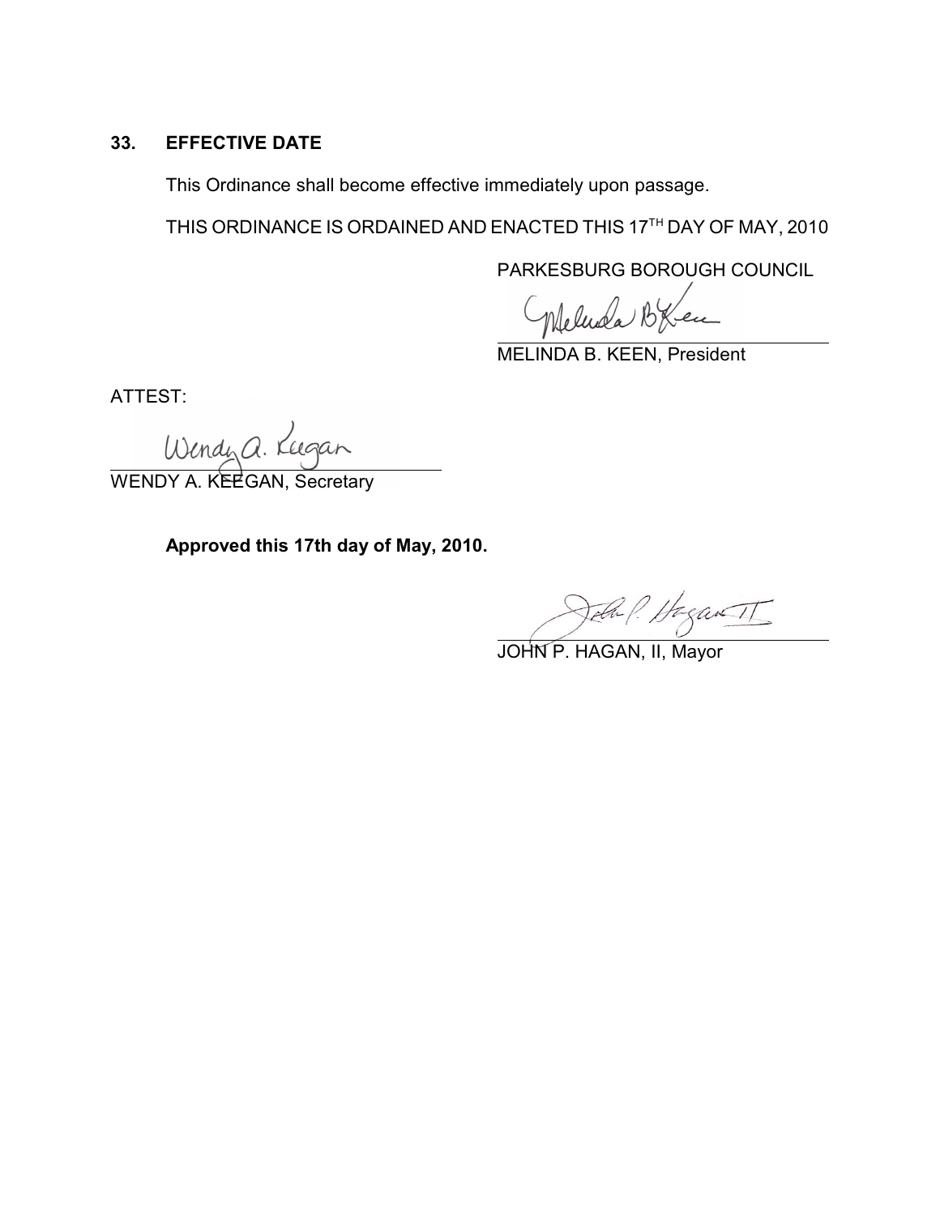## 33. EFFECTIVE DATE

This Ordinance shall become effective immediately upon passage.

THIS ORDINANCE IS ORDAINED AND ENACTED THIS 17TH DAY OF MAY, 2010

PARKESBURG BOROUGH COUNCIL

MELINDA B. KEEN, President

ATTEST:

WENDY A. KEEGAN, Secretary

**Approved this 17th day of May, 2010.**

JOHN P. HAGAN, II, Mayor